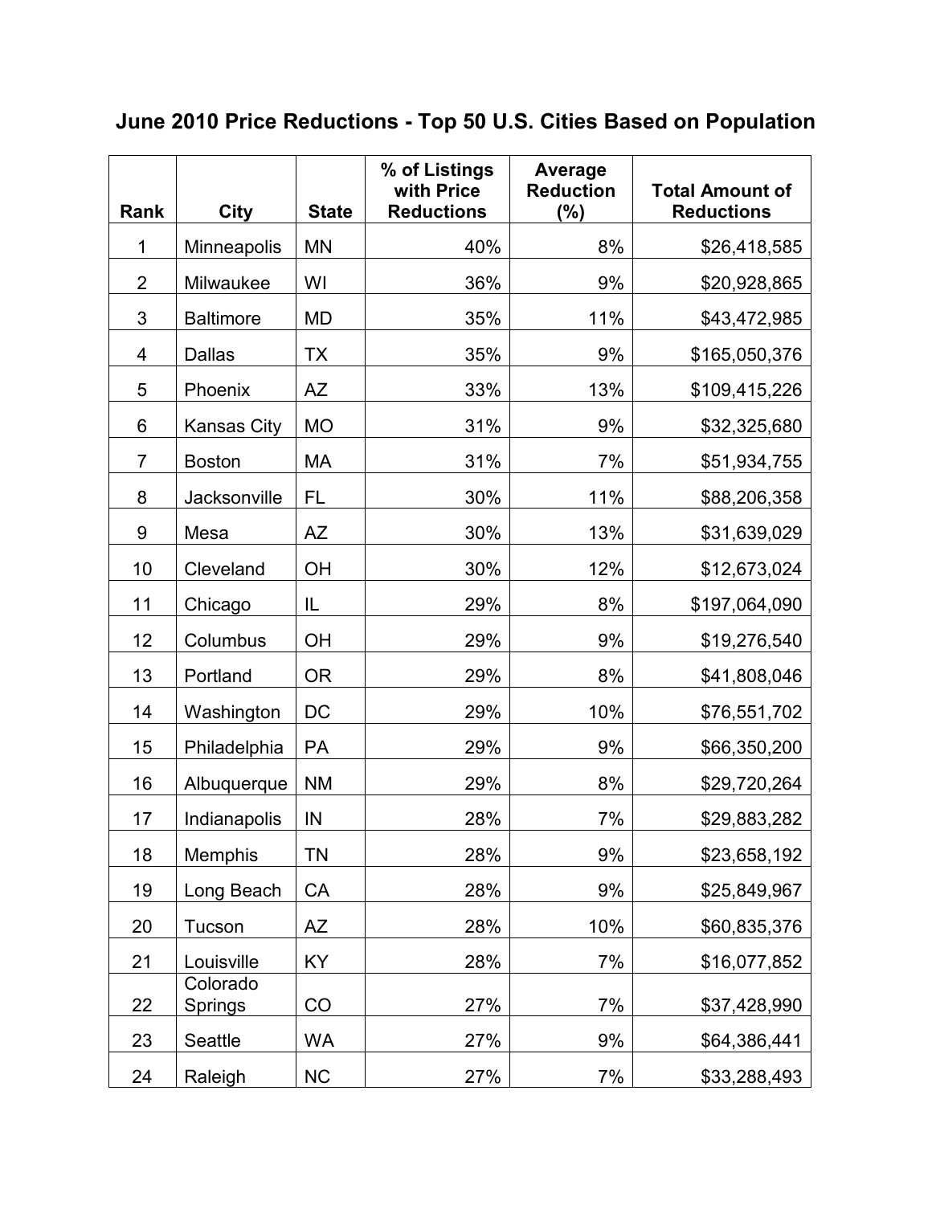# June 2010 Price Reductions - Top 50 U.S. Cities Based on Population

| Rank | City | State | % of Listings with Price Reductions | Average Reduction (%) | Total Amount of Reductions |
|---|---|---|---|---|---|
| 1 | Minneapolis | MN | 40% | 8% | $26,418,585 |
| 2 | Milwaukee | WI | 36% | 9% | $20,928,865 |
| 3 | Baltimore | MD | 35% | 11% | $43,472,985 |
| 4 | Dallas | TX | 35% | 9% | $165,050,376 |
| 5 | Phoenix | AZ | 33% | 13% | $109,415,226 |
| 6 | Kansas City | MO | 31% | 9% | $32,325,680 |
| 7 | Boston | MA | 31% | 7% | $51,934,755 |
| 8 | Jacksonville | FL | 30% | 11% | $88,206,358 |
| 9 | Mesa | AZ | 30% | 13% | $31,639,029 |
| 10 | Cleveland | OH | 30% | 12% | $12,673,024 |
| 11 | Chicago | IL | 29% | 8% | $197,064,090 |
| 12 | Columbus | OH | 29% | 9% | $19,276,540 |
| 13 | Portland | OR | 29% | 8% | $41,808,046 |
| 14 | Washington | DC | 29% | 10% | $76,551,702 |
| 15 | Philadelphia | PA | 29% | 9% | $66,350,200 |
| 16 | Albuquerque | NM | 29% | 8% | $29,720,264 |
| 17 | Indianapolis | IN | 28% | 7% | $29,883,282 |
| 18 | Memphis | TN | 28% | 9% | $23,658,192 |
| 19 | Long Beach | CA | 28% | 9% | $25,849,967 |
| 20 | Tucson | AZ | 28% | 10% | $60,835,376 |
| 21 | Louisville | KY | 28% | 7% | $16,077,852 |
| 22 | Colorado Springs | CO | 27% | 7% | $37,428,990 |
| 23 | Seattle | WA | 27% | 9% | $64,386,441 |
| 24 | Raleigh | NC | 27% | 7% | $33,288,493 |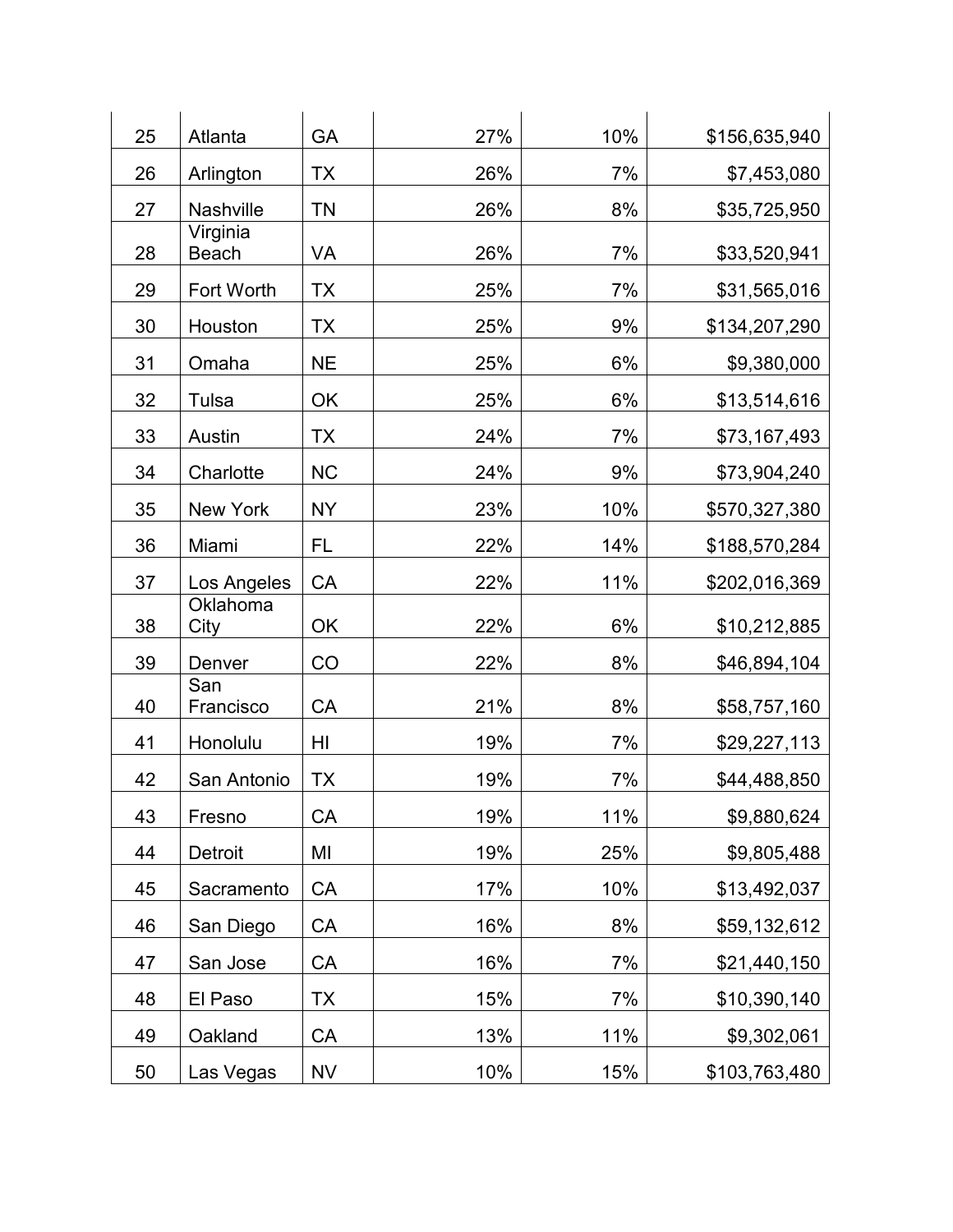| | | | | | |
|---|---|---|---|---|---|
| 25 | Atlanta | GA | 27% | 10% | $156,635,940 |
| 26 | Arlington | TX | 26% | 7% | $7,453,080 |
| 27 | Nashville | TN | 26% | 8% | $35,725,950 |
| 28 | Virginia Beach | VA | 26% | 7% | $33,520,941 |
| 29 | Fort Worth | TX | 25% | 7% | $31,565,016 |
| 30 | Houston | TX | 25% | 9% | $134,207,290 |
| 31 | Omaha | NE | 25% | 6% | $9,380,000 |
| 32 | Tulsa | OK | 25% | 6% | $13,514,616 |
| 33 | Austin | TX | 24% | 7% | $73,167,493 |
| 34 | Charlotte | NC | 24% | 9% | $73,904,240 |
| 35 | New York | NY | 23% | 10% | $570,327,380 |
| 36 | Miami | FL | 22% | 14% | $188,570,284 |
| 37 | Los Angeles | CA | 22% | 11% | $202,016,369 |
| 38 | Oklahoma City | OK | 22% | 6% | $10,212,885 |
| 39 | Denver | CO | 22% | 8% | $46,894,104 |
| 40 | San Francisco | CA | 21% | 8% | $58,757,160 |
| 41 | Honolulu | HI | 19% | 7% | $29,227,113 |
| 42 | San Antonio | TX | 19% | 7% | $44,488,850 |
| 43 | Fresno | CA | 19% | 11% | $9,880,624 |
| 44 | Detroit | MI | 19% | 25% | $9,805,488 |
| 45 | Sacramento | CA | 17% | 10% | $13,492,037 |
| 46 | San Diego | CA | 16% | 8% | $59,132,612 |
| 47 | San Jose | CA | 16% | 7% | $21,440,150 |
| 48 | El Paso | TX | 15% | 7% | $10,390,140 |
| 49 | Oakland | CA | 13% | 11% | $9,302,061 |
| 50 | Las Vegas | NV | 10% | 15% | $103,763,480 |